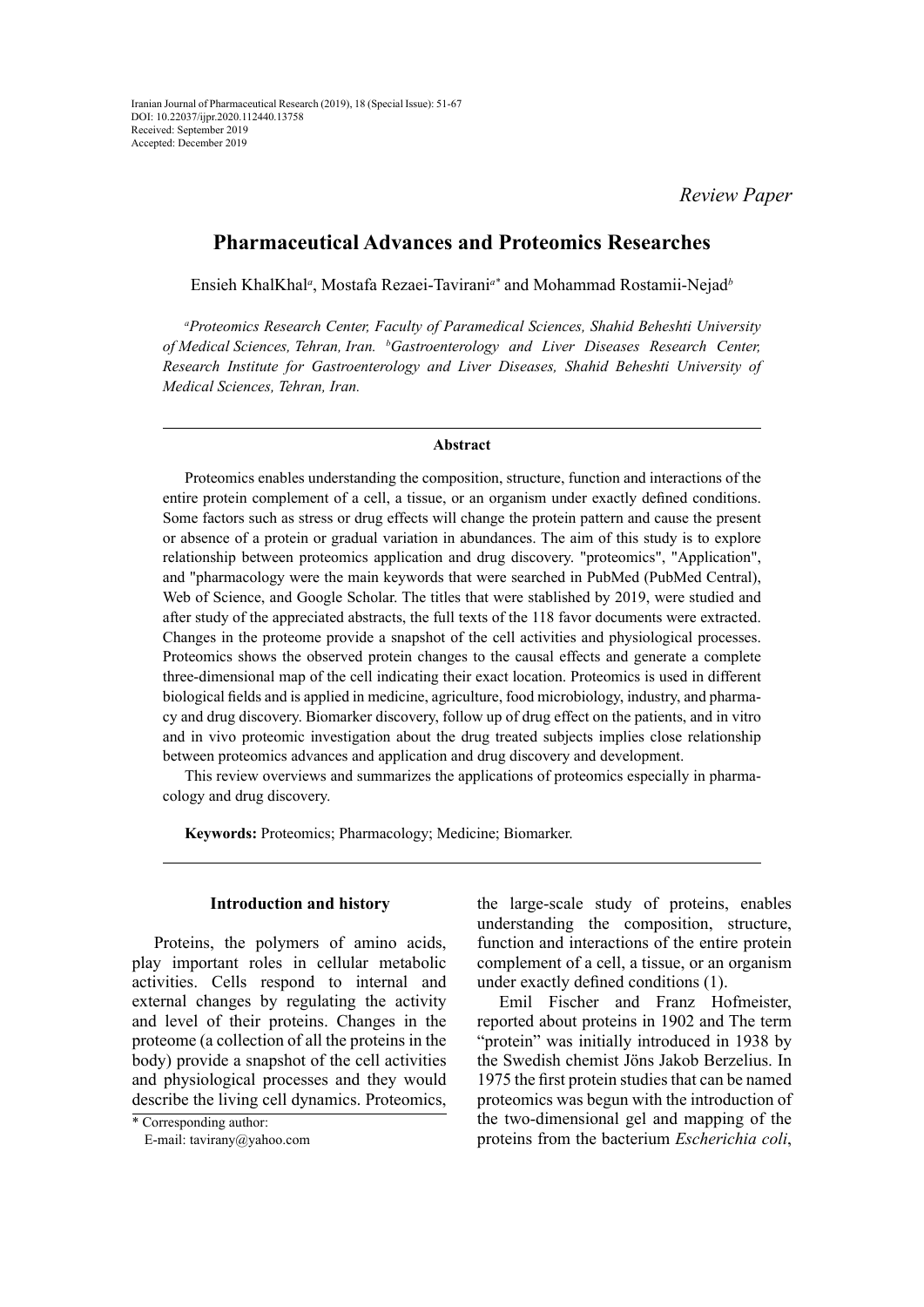*Review Paper*

# Pharmaceutical Advances and Proteomics Researches

Ensieh KhalKhal[a], Mostafa Rezaei-Tavirani[a*] and Mohammad Rostamii-Nejad[b]

*[a]Proteomics Research Center, Faculty of Paramedical Sciences, Shahid Beheshti University of Medical Sciences, Tehran, Iran. [b]Gastroenterology and Liver Diseases Research Center, Research Institute for Gastroenterology and Liver Diseases, Shahid Beheshti University of Medical Sciences, Tehran, Iran.*

## Abstract

Proteomics enables understanding the composition, structure, function and interactions of the entire protein complement of a cell, a tissue, or an organism under exactly defined conditions. Some factors such as stress or drug effects will change the protein pattern and cause the present or absence of a protein or gradual variation in abundances. The aim of this study is to explore relationship between proteomics application and drug discovery. "proteomics", "Application", and "pharmacology were the main keywords that were searched in PubMed (PubMed Central), Web of Science, and Google Scholar. The titles that were stablished by 2019, were studied and after study of the appreciated abstracts, the full texts of the 118 favor documents were extracted. Changes in the proteome provide a snapshot of the cell activities and physiological processes. Proteomics shows the observed protein changes to the causal effects and generate a complete three-dimensional map of the cell indicating their exact location. Proteomics is used in different biological fields and is applied in medicine, agriculture, food microbiology, industry, and pharmacy and drug discovery. Biomarker discovery, follow up of drug effect on the patients, and in vitro and in vivo proteomic investigation about the drug treated subjects implies close relationship between proteomics advances and application and drug discovery and development.

This review overviews and summarizes the applications of proteomics especially in pharmacology and drug discovery.

**Keywords:** Proteomics; Pharmacology; Medicine; Biomarker.

## Introduction and history

Proteins, the polymers of amino acids, play important roles in cellular metabolic activities. Cells respond to internal and external changes by regulating the activity and level of their proteins. Changes in the proteome (a collection of all the proteins in the body) provide a snapshot of the cell activities and physiological processes and they would describe the living cell dynamics. Proteomics, the large-scale study of proteins, enables understanding the composition, structure, function and interactions of the entire protein complement of a cell, a tissue, or an organism under exactly defined conditions (1).

Emil Fischer and Franz Hofmeister, reported about proteins in 1902 and The term "protein" was initially introduced in 1938 by the Swedish chemist Jöns Jakob Berzelius. In 1975 the first protein studies that can be named proteomics was begun with the introduction of the two-dimensional gel and mapping of the proteins from the bacterium *Escherichia coli*,

\* Corresponding author:
E-mail: tavirany@yahoo.com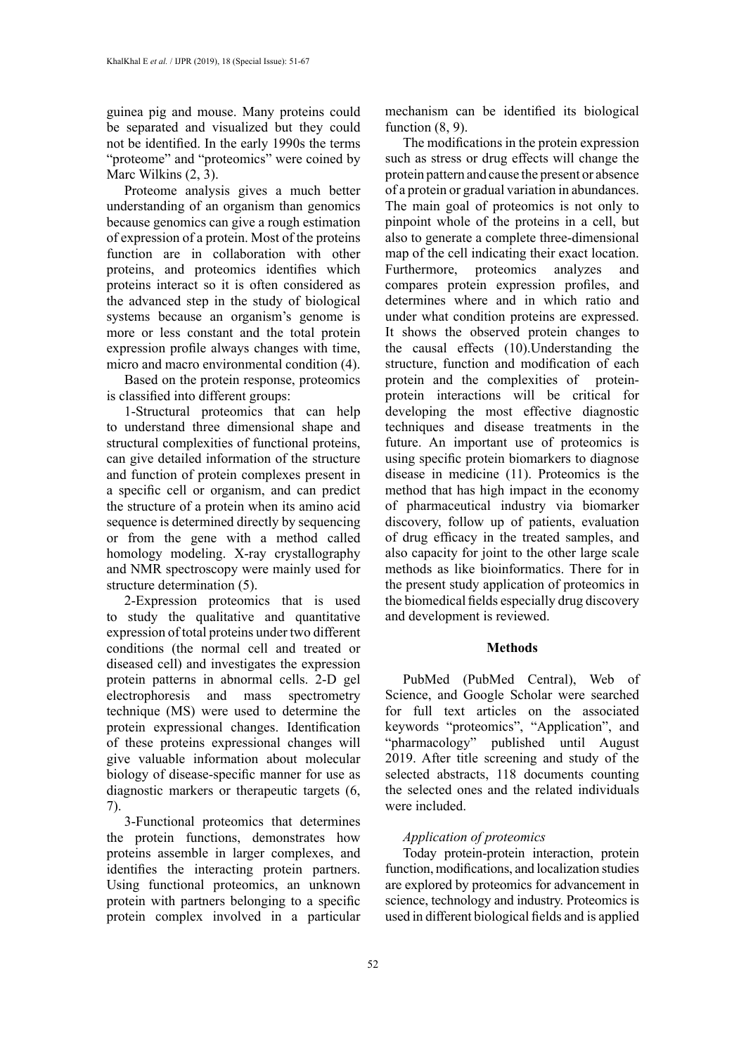guinea pig and mouse. Many proteins could be separated and visualized but they could not be identified. In the early 1990s the terms "proteome" and "proteomics" were coined by Marc Wilkins (2, 3).

Proteome analysis gives a much better understanding of an organism than genomics because genomics can give a rough estimation of expression of a protein. Most of the proteins function are in collaboration with other proteins, and proteomics identifies which proteins interact so it is often considered as the advanced step in the study of biological systems because an organism's genome is more or less constant and the total protein expression profile always changes with time, micro and macro environmental condition (4).

Based on the protein response, proteomics is classified into different groups:

1-Structural proteomics that can help to understand three dimensional shape and structural complexities of functional proteins, can give detailed information of the structure and function of protein complexes present in a specific cell or organism, and can predict the structure of a protein when its amino acid sequence is determined directly by sequencing or from the gene with a method called homology modeling. X-ray crystallography and NMR spectroscopy were mainly used for structure determination (5).

2-Expression proteomics that is used to study the qualitative and quantitative expression of total proteins under two different conditions (the normal cell and treated or diseased cell) and investigates the expression protein patterns in abnormal cells. 2-D gel electrophoresis and mass spectrometry technique (MS) were used to determine the protein expressional changes. Identification of these proteins expressional changes will give valuable information about molecular biology of disease-specific manner for use as diagnostic markers or therapeutic targets (6, 7).

3-Functional proteomics that determines the protein functions, demonstrates how proteins assemble in larger complexes, and identifies the interacting protein partners. Using functional proteomics, an unknown protein with partners belonging to a specific protein complex involved in a particular mechanism can be identified its biological function (8, 9).

The modifications in the protein expression such as stress or drug effects will change the protein pattern and cause the present or absence of a protein or gradual variation in abundances. The main goal of proteomics is not only to pinpoint whole of the proteins in a cell, but also to generate a complete three-dimensional map of the cell indicating their exact location. Furthermore, proteomics analyzes and compares protein expression profiles, and determines where and in which ratio and under what condition proteins are expressed. It shows the observed protein changes to the causal effects (10).Understanding the structure, function and modification of each protein and the complexities of protein-protein interactions will be critical for developing the most effective diagnostic techniques and disease treatments in the future. An important use of proteomics is using specific protein biomarkers to diagnose disease in medicine (11). Proteomics is the method that has high impact in the economy of pharmaceutical industry via biomarker discovery, follow up of patients, evaluation of drug efficacy in the treated samples, and also capacity for joint to the other large scale methods as like bioinformatics. There for in the present study application of proteomics in the biomedical fields especially drug discovery and development is reviewed.

## Methods

PubMed (PubMed Central), Web of Science, and Google Scholar were searched for full text articles on the associated keywords "proteomics", "Application", and "pharmacology" published until August 2019. After title screening and study of the selected abstracts, 118 documents counting the selected ones and the related individuals were included.

### *Application of proteomics*

Today protein-protein interaction, protein function, modifications, and localization studies are explored by proteomics for advancement in science, technology and industry. Proteomics is used in different biological fields and is applied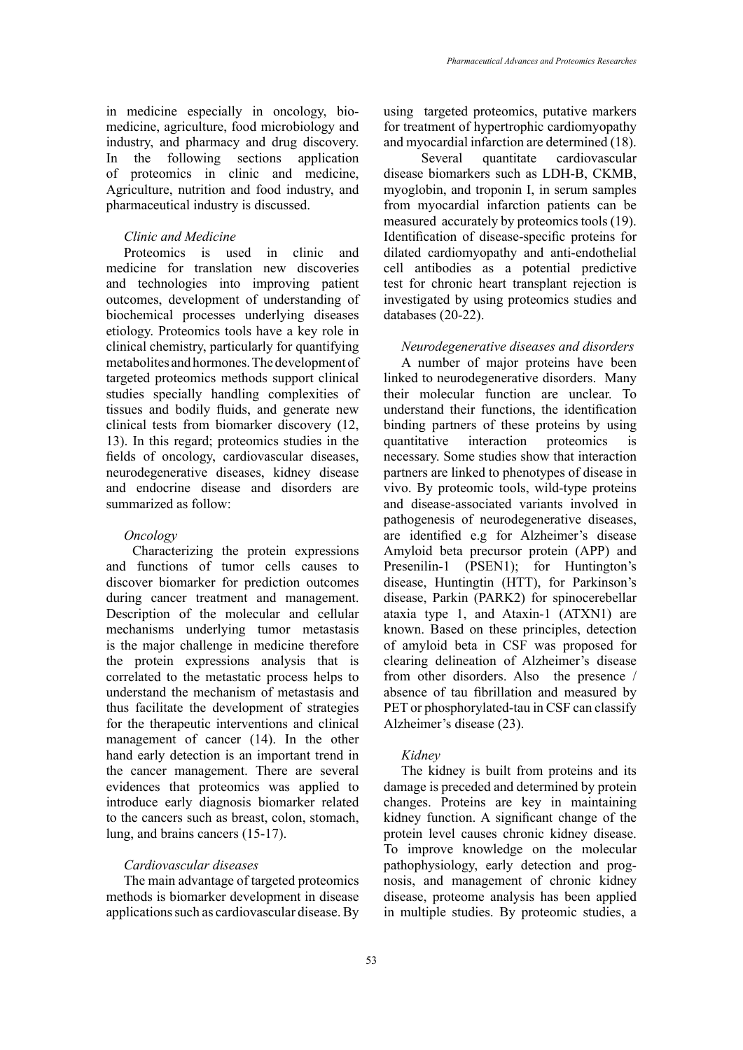in medicine especially in oncology, biomedicine, agriculture, food microbiology and industry, and pharmacy and drug discovery. In the following sections application of proteomics in clinic and medicine, Agriculture, nutrition and food industry, and pharmaceutical industry is discussed.

### *Clinic and Medicine*

Proteomics is used in clinic and medicine for translation new discoveries and technologies into improving patient outcomes, development of understanding of biochemical processes underlying diseases etiology. Proteomics tools have a key role in clinical chemistry, particularly for quantifying metabolites and hormones. The development of targeted proteomics methods support clinical studies specially handling complexities of tissues and bodily fluids, and generate new clinical tests from biomarker discovery (12, 13). In this regard; proteomics studies in the fields of oncology, cardiovascular diseases, neurodegenerative diseases, kidney disease and endocrine disease and disorders are summarized as follow:

#### *Oncology*

Characterizing the protein expressions and functions of tumor cells causes to discover biomarker for prediction outcomes during cancer treatment and management. Description of the molecular and cellular mechanisms underlying tumor metastasis is the major challenge in medicine therefore the protein expressions analysis that is correlated to the metastatic process helps to understand the mechanism of metastasis and thus facilitate the development of strategies for the therapeutic interventions and clinical management of cancer (14). In the other hand early detection is an important trend in the cancer management. There are several evidences that proteomics was applied to introduce early diagnosis biomarker related to the cancers such as breast, colon, stomach, lung, and brains cancers (15-17).

#### *Cardiovascular diseases*

The main advantage of targeted proteomics methods is biomarker development in disease applications such as cardiovascular disease. By using targeted proteomics, putative markers for treatment of hypertrophic cardiomyopathy and myocardial infarction are determined (18).

Several quantitate cardiovascular disease biomarkers such as LDH-B, CKMB, myoglobin, and troponin I, in serum samples from myocardial infarction patients can be measured accurately by proteomics tools (19). Identification of disease-specific proteins for dilated cardiomyopathy and anti-endothelial cell antibodies as a potential predictive test for chronic heart transplant rejection is investigated by using proteomics studies and databases (20-22).

#### *Neurodegenerative diseases and disorders*

A number of major proteins have been linked to neurodegenerative disorders. Many their molecular function are unclear. To understand their functions, the identification binding partners of these proteins by using quantitative interaction proteomics is necessary. Some studies show that interaction partners are linked to phenotypes of disease in vivo. By proteomic tools, wild-type proteins and disease-associated variants involved in pathogenesis of neurodegenerative diseases, are identified e.g for Alzheimer's disease Amyloid beta precursor protein (APP) and Presenilin-1 (PSEN1); for Huntington's disease, Huntingtin (HTT), for Parkinson's disease, Parkin (PARK2) for spinocerebellar ataxia type 1, and Ataxin-1 (ATXN1) are known. Based on these principles, detection of amyloid beta in CSF was proposed for clearing delineation of Alzheimer's disease from other disorders. Also the presence / absence of tau fibrillation and measured by PET or phosphorylated-tau in CSF can classify Alzheimer's disease (23).

#### *Kidney*

The kidney is built from proteins and its damage is preceded and determined by protein changes. Proteins are key in maintaining kidney function. A significant change of the protein level causes chronic kidney disease. To improve knowledge on the molecular pathophysiology, early detection and prognosis, and management of chronic kidney disease, proteome analysis has been applied in multiple studies. By proteomic studies, a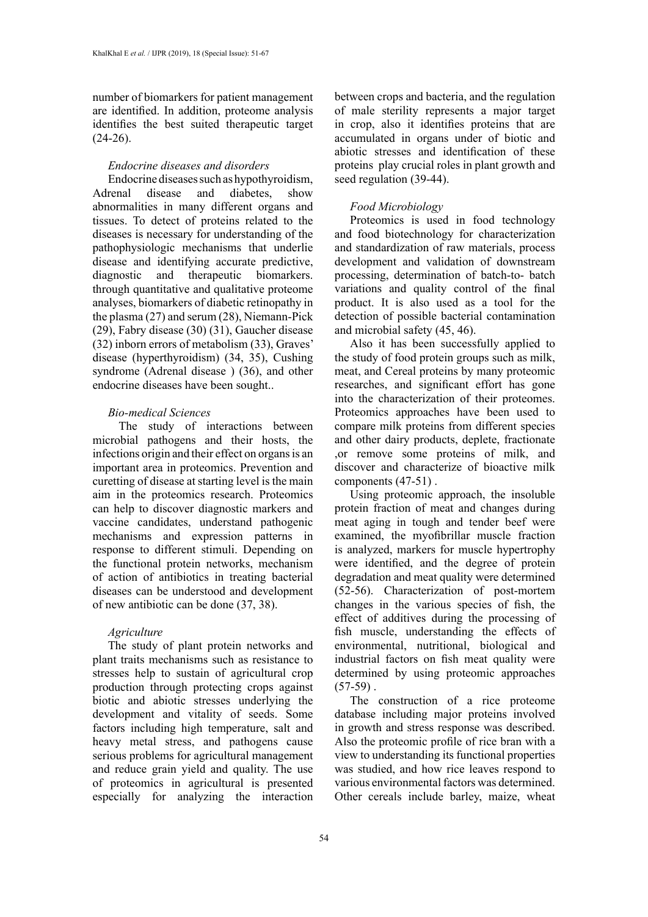number of biomarkers for patient management are identified. In addition, proteome analysis identifies the best suited therapeutic target (24-26).

### *Endocrine diseases and disorders*

Endocrine diseases such as hypothyroidism, Adrenal disease and diabetes, show abnormalities in many different organs and tissues. To detect of proteins related to the diseases is necessary for understanding of the pathophysiologic mechanisms that underlie disease and identifying accurate predictive, diagnostic and therapeutic biomarkers. through quantitative and qualitative proteome analyses, biomarkers of diabetic retinopathy in the plasma (27) and serum (28), Niemann-Pick (29), Fabry disease (30) (31), Gaucher disease (32) inborn errors of metabolism (33), Graves' disease (hyperthyroidism) (34, 35), Cushing syndrome (Adrenal disease ) (36), and other endocrine diseases have been sought..

### *Bio-medical Sciences*

The study of interactions between microbial pathogens and their hosts, the infections origin and their effect on organs is an important area in proteomics. Prevention and curetting of disease at starting level is the main aim in the proteomics research. Proteomics can help to discover diagnostic markers and vaccine candidates, understand pathogenic mechanisms and expression patterns in response to different stimuli. Depending on the functional protein networks, mechanism of action of antibiotics in treating bacterial diseases can be understood and development of new antibiotic can be done (37, 38).

### *Agriculture*

The study of plant protein networks and plant traits mechanisms such as resistance to stresses help to sustain of agricultural crop production through protecting crops against biotic and abiotic stresses underlying the development and vitality of seeds. Some factors including high temperature, salt and heavy metal stress, and pathogens cause serious problems for agricultural management and reduce grain yield and quality. The use of proteomics in agricultural is presented especially for analyzing the interaction between crops and bacteria, and the regulation of male sterility represents a major target in crop, also it identifies proteins that are accumulated in organs under of biotic and abiotic stresses and identification of these proteins play crucial roles in plant growth and seed regulation (39-44).

### *Food Microbiology*

Proteomics is used in food technology and food biotechnology for characterization and standardization of raw materials, process development and validation of downstream processing, determination of batch-to- batch variations and quality control of the final product. It is also used as a tool for the detection of possible bacterial contamination and microbial safety (45, 46).

Also it has been successfully applied to the study of food protein groups such as milk, meat, and Cereal proteins by many proteomic researches, and significant effort has gone into the characterization of their proteomes. Proteomics approaches have been used to compare milk proteins from different species and other dairy products, deplete, fractionate ,or remove some proteins of milk, and discover and characterize of bioactive milk components (47-51) .

Using proteomic approach, the insoluble protein fraction of meat and changes during meat aging in tough and tender beef were examined, the myofibrillar muscle fraction is analyzed, markers for muscle hypertrophy were identified, and the degree of protein degradation and meat quality were determined (52-56). Characterization of post-mortem changes in the various species of fish, the effect of additives during the processing of fish muscle, understanding the effects of environmental, nutritional, biological and industrial factors on fish meat quality were determined by using proteomic approaches (57-59) .

The construction of a rice proteome database including major proteins involved in growth and stress response was described. Also the proteomic profile of rice bran with a view to understanding its functional properties was studied, and how rice leaves respond to various environmental factors was determined. Other cereals include barley, maize, wheat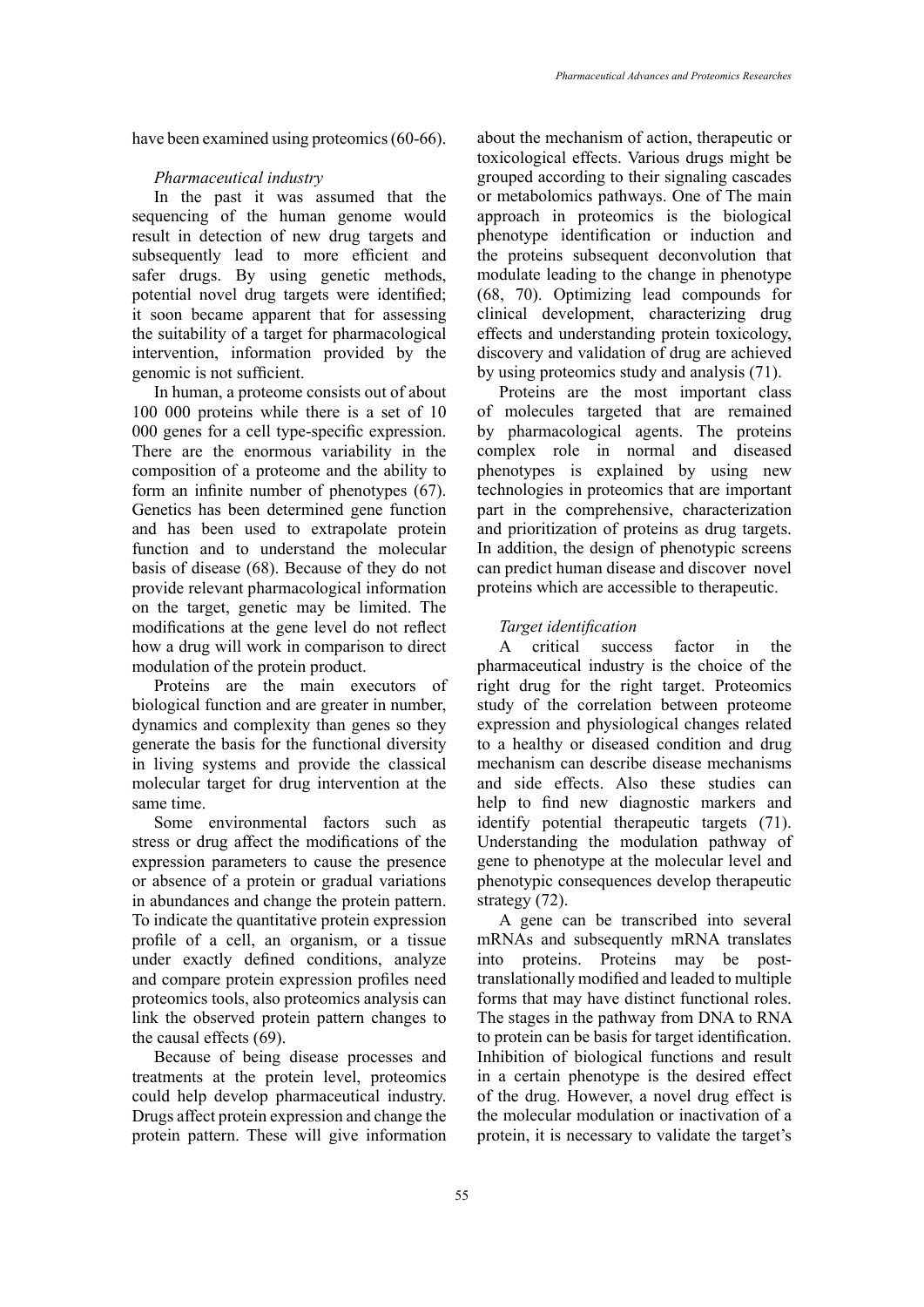have been examined using proteomics (60-66).

### *Pharmaceutical industry*

In the past it was assumed that the sequencing of the human genome would result in detection of new drug targets and subsequently lead to more efficient and safer drugs. By using genetic methods, potential novel drug targets were identified; it soon became apparent that for assessing the suitability of a target for pharmacological intervention, information provided by the genomic is not sufficient.

In human, a proteome consists out of about 100 000 proteins while there is a set of 10 000 genes for a cell type-specific expression. There are the enormous variability in the composition of a proteome and the ability to form an infinite number of phenotypes (67). Genetics has been determined gene function and has been used to extrapolate protein function and to understand the molecular basis of disease (68). Because of they do not provide relevant pharmacological information on the target, genetic may be limited. The modifications at the gene level do not reflect how a drug will work in comparison to direct modulation of the protein product.

Proteins are the main executors of biological function and are greater in number, dynamics and complexity than genes so they generate the basis for the functional diversity in living systems and provide the classical molecular target for drug intervention at the same time.

Some environmental factors such as stress or drug affect the modifications of the expression parameters to cause the presence or absence of a protein or gradual variations in abundances and change the protein pattern. To indicate the quantitative protein expression profile of a cell, an organism, or a tissue under exactly defined conditions, analyze and compare protein expression profiles need proteomics tools, also proteomics analysis can link the observed protein pattern changes to the causal effects (69).

Because of being disease processes and treatments at the protein level, proteomics could help develop pharmaceutical industry. Drugs affect protein expression and change the protein pattern. These will give information about the mechanism of action, therapeutic or toxicological effects. Various drugs might be grouped according to their signaling cascades or metabolomics pathways. One of The main approach in proteomics is the biological phenotype identification or induction and the proteins subsequent deconvolution that modulate leading to the change in phenotype (68, 70). Optimizing lead compounds for clinical development, characterizing drug effects and understanding protein toxicology, discovery and validation of drug are achieved by using proteomics study and analysis (71).

Proteins are the most important class of molecules targeted that are remained by pharmacological agents. The proteins complex role in normal and diseased phenotypes is explained by using new technologies in proteomics that are important part in the comprehensive, characterization and prioritization of proteins as drug targets. In addition, the design of phenotypic screens can predict human disease and discover novel proteins which are accessible to therapeutic.

### *Target identification*

A critical success factor in the pharmaceutical industry is the choice of the right drug for the right target. Proteomics study of the correlation between proteome expression and physiological changes related to a healthy or diseased condition and drug mechanism can describe disease mechanisms and side effects. Also these studies can help to find new diagnostic markers and identify potential therapeutic targets (71). Understanding the modulation pathway of gene to phenotype at the molecular level and phenotypic consequences develop therapeutic strategy (72).

A gene can be transcribed into several mRNAs and subsequently mRNA translates into proteins. Proteins may be post-translationally modified and leaded to multiple forms that may have distinct functional roles. The stages in the pathway from DNA to RNA to protein can be basis for target identification. Inhibition of biological functions and result in a certain phenotype is the desired effect of the drug. However, a novel drug effect is the molecular modulation or inactivation of a protein, it is necessary to validate the target's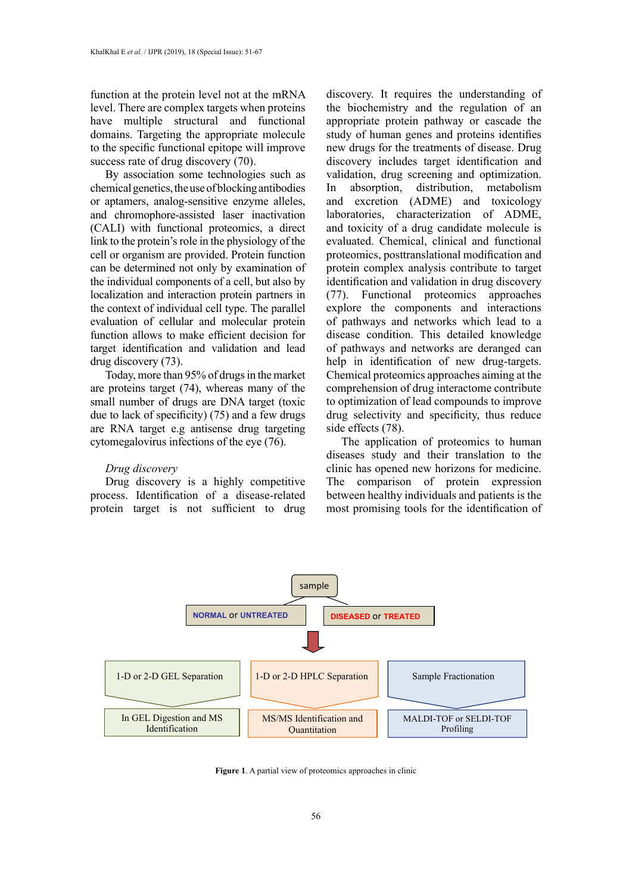function at the protein level not at the mRNA level. There are complex targets when proteins have multiple structural and functional domains. Targeting the appropriate molecule to the specific functional epitope will improve success rate of drug discovery (70).

By association some technologies such as chemical genetics, the use of blocking antibodies or aptamers, analog-sensitive enzyme alleles, and chromophore-assisted laser inactivation (CALI) with functional proteomics, a direct link to the protein's role in the physiology of the cell or organism are provided. Protein function can be determined not only by examination of the individual components of a cell, but also by localization and interaction protein partners in the context of individual cell type. The parallel evaluation of cellular and molecular protein function allows to make efficient decision for target identification and validation and lead drug discovery (73).

Today, more than 95% of drugs in the market are proteins target (74), whereas many of the small number of drugs are DNA target (toxic due to lack of specificity) (75) and a few drugs are RNA target e.g antisense drug targeting cytomegalovirus infections of the eye (76).

*Drug discovery*

Drug discovery is a highly competitive process. Identification of a disease-related protein target is not sufficient to drug discovery. It requires the understanding of the biochemistry and the regulation of an appropriate protein pathway or cascade the study of human genes and proteins identifies new drugs for the treatments of disease. Drug discovery includes target identification and validation, drug screening and optimization. In absorption, distribution, metabolism and excretion (ADME) and toxicology laboratories, characterization of ADME, and toxicity of a drug candidate molecule is evaluated. Chemical, clinical and functional proteomics, posttranslational modification and protein complex analysis contribute to target identification and validation in drug discovery (77). Functional proteomics approaches explore the components and interactions of pathways and networks which lead to a disease condition. This detailed knowledge of pathways and networks are deranged can help in identification of new drug-targets. Chemical proteomics approaches aiming at the comprehension of drug interactome contribute to optimization of lead compounds to improve drug selectivity and specificity, thus reduce side effects (78).

The application of proteomics to human diseases study and their translation to the clinic has opened new horizons for medicine. The comparison of protein expression between healthy individuals and patients is the most promising tools for the identification of

sample

NORMAL or UNTREATED | DISEASED or TREATED

| 1-D or 2-D GEL Separation | 1-D or 2-D HPLC Separation | Sample Fractionation |
|---|---|---|
| In GEL Digestion and MS Identification | MS/MS Identification and Quantitation | MALDI-TOF or SELDI-TOF Profiling |

**Figure 1**. A partial view of proteomics approaches in clinic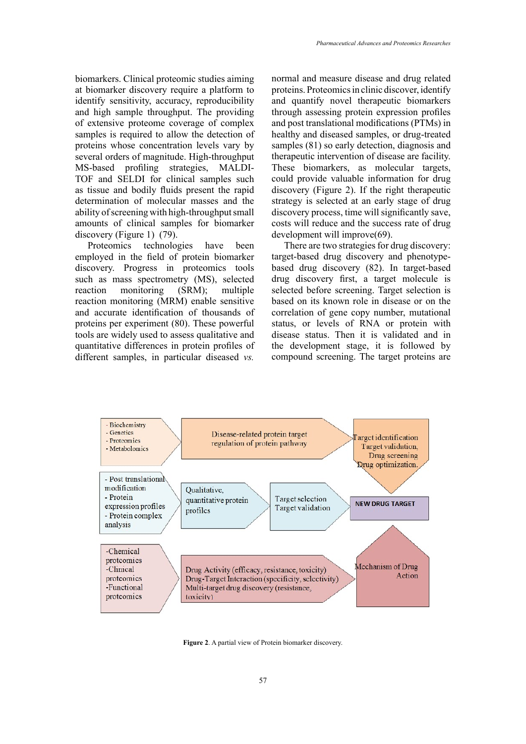biomarkers. Clinical proteomic studies aiming at biomarker discovery require a platform to identify sensitivity, accuracy, reproducibility and high sample throughput. The providing of extensive proteome coverage of complex samples is required to allow the detection of proteins whose concentration levels vary by several orders of magnitude. High-throughput MS-based profiling strategies, MALDI-TOF and SELDI for clinical samples such as tissue and bodily fluids present the rapid determination of molecular masses and the ability of screening with high-throughput small amounts of clinical samples for biomarker discovery (Figure 1) (79).

Proteomics technologies have been employed in the field of protein biomarker discovery. Progress in proteomics tools such as mass spectrometry (MS), selected reaction monitoring (SRM); multiple reaction monitoring (MRM) enable sensitive and accurate identification of thousands of proteins per experiment (80). These powerful tools are widely used to assess qualitative and quantitative differences in protein profiles of different samples, in particular diseased *vs.* normal and measure disease and drug related proteins. Proteomics in clinic discover, identify and quantify novel therapeutic biomarkers through assessing protein expression profiles and post translational modifications (PTMs) in healthy and diseased samples, or drug-treated samples (81) so early detection, diagnosis and therapeutic intervention of disease are facility. These biomarkers, as molecular targets, could provide valuable information for drug discovery (Figure 2). If the right therapeutic strategy is selected at an early stage of drug discovery process, time will significantly save, costs will reduce and the success rate of drug development will improve(69).

There are two strategies for drug discovery: target-based drug discovery and phenotype-based drug discovery (82). In target-based drug discovery first, a target molecule is selected before screening. Target selection is based on its known role in disease or on the correlation of gene copy number, mutational status, or levels of RNA or protein with disease status. Then it is validated and in the development stage, it is followed by compound screening. The target proteins are

- Biochemistry
- Genetics
- Proteomics
- Metabolomics

Disease-related protein target regulation of protein pathway

Target identification
Target validation,
Drug screening
Drug optimization.

- Post translational modification
- Protein expression profiles
- Protein complex analysis

Qualitative, quantitative protein profiles

Target selection
Target validation

NEW DRUG TARGET

-Chemical proteomics
-Clinical proteomics
-Functional proteomics

Drug Activity (efficacy, resistance, toxicity)
Drug-Target Interaction (specificity, selectivity)
Multi-target drug discovery (resistance, toxicity)

Mechanism of Drug Action

**Figure 2**. A partial view of Protein biomarker discovery.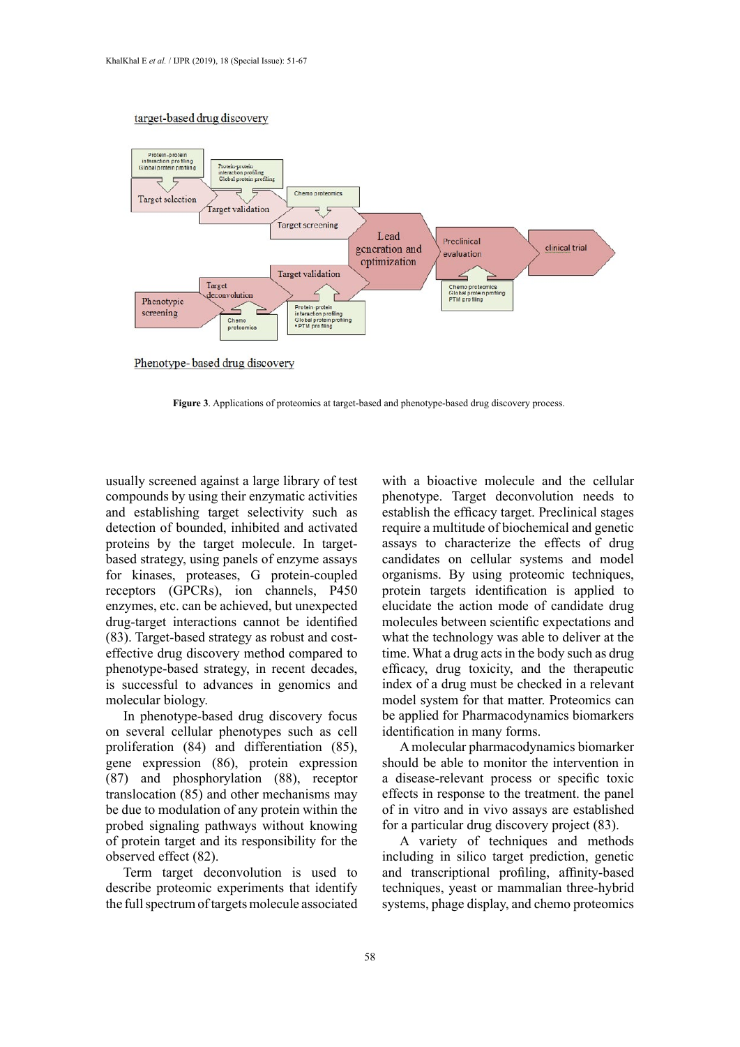target-based drug discovery

Protein-protein interaction profiling Global protein profiling

Protein-protein interaction profiling Global protein profiling

Chemo proteomics

Target selection

Target validation

Target screening

Lead generation and optimization

Preclinical evaluation

clinical trial

Target validation

Chemo proteomics Global protein profiling PTM profiling

Target deconvolution

Phenotypic screening

Protein-protein interaction profiling Global protein profiling • PTM profiling

Chemo proteomics

Phenotype- based drug discovery

**Figure 3**. Applications of proteomics at target-based and phenotype-based drug discovery process.

usually screened against a large library of test compounds by using their enzymatic activities and establishing target selectivity such as detection of bounded, inhibited and activated proteins by the target molecule. In target-based strategy, using panels of enzyme assays for kinases, proteases, G protein-coupled receptors (GPCRs), ion channels, P450 enzymes, etc. can be achieved, but unexpected drug-target interactions cannot be identified (83). Target-based strategy as robust and cost-effective drug discovery method compared to phenotype-based strategy, in recent decades, is successful to advances in genomics and molecular biology.

In phenotype-based drug discovery focus on several cellular phenotypes such as cell proliferation (84) and differentiation (85), gene expression (86), protein expression (87) and phosphorylation (88), receptor translocation (85) and other mechanisms may be due to modulation of any protein within the probed signaling pathways without knowing of protein target and its responsibility for the observed effect (82).

Term target deconvolution is used to describe proteomic experiments that identify the full spectrum of targets molecule associated with a bioactive molecule and the cellular phenotype. Target deconvolution needs to establish the efficacy target. Preclinical stages require a multitude of biochemical and genetic assays to characterize the effects of drug candidates on cellular systems and model organisms. By using proteomic techniques, protein targets identification is applied to elucidate the action mode of candidate drug molecules between scientific expectations and what the technology was able to deliver at the time. What a drug acts in the body such as drug efficacy, drug toxicity, and the therapeutic index of a drug must be checked in a relevant model system for that matter. Proteomics can be applied for Pharmacodynamics biomarkers identification in many forms.

A molecular pharmacodynamics biomarker should be able to monitor the intervention in a disease-relevant process or specific toxic effects in response to the treatment. the panel of in vitro and in vivo assays are established for a particular drug discovery project (83).

A variety of techniques and methods including in silico target prediction, genetic and transcriptional profiling, affinity-based techniques, yeast or mammalian three-hybrid systems, phage display, and chemo proteomics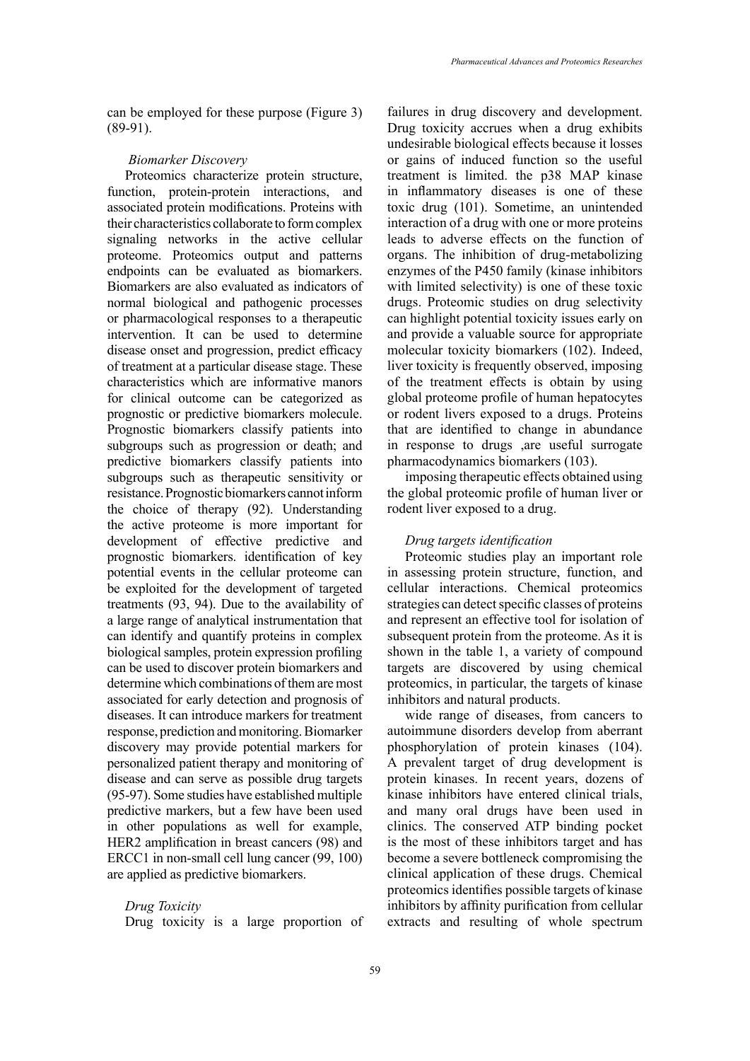can be employed for these purpose (Figure 3) (89-91).

### *Biomarker Discovery*

Proteomics characterize protein structure, function, protein-protein interactions, and associated protein modifications. Proteins with their characteristics collaborate to form complex signaling networks in the active cellular proteome. Proteomics output and patterns endpoints can be evaluated as biomarkers. Biomarkers are also evaluated as indicators of normal biological and pathogenic processes or pharmacological responses to a therapeutic intervention. It can be used to determine disease onset and progression, predict efficacy of treatment at a particular disease stage. These characteristics which are informative manors for clinical outcome can be categorized as prognostic or predictive biomarkers molecule. Prognostic biomarkers classify patients into subgroups such as progression or death; and predictive biomarkers classify patients into subgroups such as therapeutic sensitivity or resistance. Prognostic biomarkers cannot inform the choice of therapy (92). Understanding the active proteome is more important for development of effective predictive and prognostic biomarkers. identification of key potential events in the cellular proteome can be exploited for the development of targeted treatments (93, 94). Due to the availability of a large range of analytical instrumentation that can identify and quantify proteins in complex biological samples, protein expression profiling can be used to discover protein biomarkers and determine which combinations of them are most associated for early detection and prognosis of diseases. It can introduce markers for treatment response, prediction and monitoring. Biomarker discovery may provide potential markers for personalized patient therapy and monitoring of disease and can serve as possible drug targets (95-97). Some studies have established multiple predictive markers, but a few have been used in other populations as well for example, HER2 amplification in breast cancers (98) and ERCC1 in non-small cell lung cancer (99, 100) are applied as predictive biomarkers.

### *Drug Toxicity*

Drug toxicity is a large proportion of failures in drug discovery and development. Drug toxicity accrues when a drug exhibits undesirable biological effects because it losses or gains of induced function so the useful treatment is limited. the p38 MAP kinase in inflammatory diseases is one of these toxic drug (101). Sometime, an unintended interaction of a drug with one or more proteins leads to adverse effects on the function of organs. The inhibition of drug-metabolizing enzymes of the P450 family (kinase inhibitors with limited selectivity) is one of these toxic drugs. Proteomic studies on drug selectivity can highlight potential toxicity issues early on and provide a valuable source for appropriate molecular toxicity biomarkers (102). Indeed, liver toxicity is frequently observed, imposing of the treatment effects is obtain by using global proteome profile of human hepatocytes or rodent livers exposed to a drugs. Proteins that are identified to change in abundance in response to drugs ,are useful surrogate pharmacodynamics biomarkers (103).

imposing therapeutic effects obtained using the global proteomic profile of human liver or rodent liver exposed to a drug.

### *Drug targets identification*

Proteomic studies play an important role in assessing protein structure, function, and cellular interactions. Chemical proteomics strategies can detect specific classes of proteins and represent an effective tool for isolation of subsequent protein from the proteome. As it is shown in the table 1, a variety of compound targets are discovered by using chemical proteomics, in particular, the targets of kinase inhibitors and natural products.

wide range of diseases, from cancers to autoimmune disorders develop from aberrant phosphorylation of protein kinases (104). A prevalent target of drug development is protein kinases. In recent years, dozens of kinase inhibitors have entered clinical trials, and many oral drugs have been used in clinics. The conserved ATP binding pocket is the most of these inhibitors target and has become a severe bottleneck compromising the clinical application of these drugs. Chemical proteomics identifies possible targets of kinase inhibitors by affinity purification from cellular extracts and resulting of whole spectrum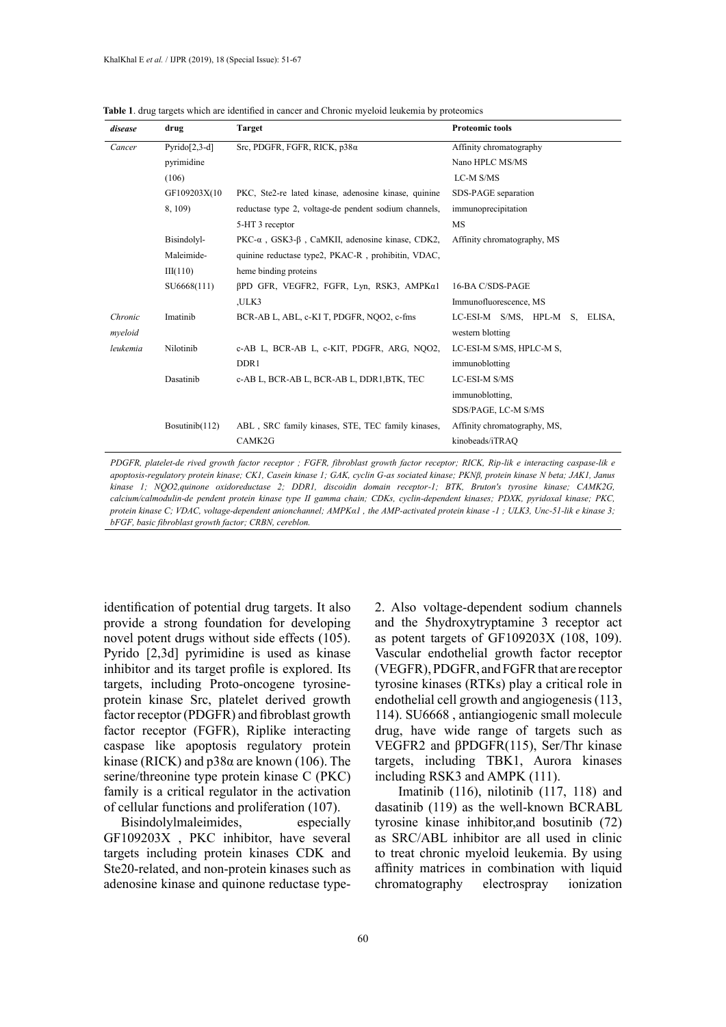**Table 1**. drug targets which are identified in cancer and Chronic myeloid leukemia by proteomics

| *disease* | drug | Target | Proteomic tools |
|---|---|---|---|
| *Cancer* | Pyrido[2,3-d] pyrimidine (106) | Src, PDGFR, FGFR, RICK, p38α | Affinity chromatography<br>Nano HPLC MS/MS<br>LC-M S/MS |
| | GF109203X(108, 109) | PKC, Ste2-re lated kinase, adenosine kinase, quinine reductase type 2, voltage-de pendent sodium channels, 5-HT 3 receptor | SDS-PAGE separation<br>immunoprecipitation<br>MS |
| | Bisindolyl-Maleimide-III(110) | PKC-α , GSK3-β , CaMKII, adenosine kinase, CDK2, quinine reductase type2, PKAC-R , prohibitin, VDAC, heme binding proteins | Affinity chromatography, MS |
| | SU6668(111) | βPD GFR, VEGFR2, FGFR, Lyn, RSK3, AMPKα1 ,ULK3 | 16-BA C/SDS-PAGE<br>Immunofluorescence, MS |
| *Chronic myeloid leukemia* | Imatinib | BCR-AB L, ABL, c-KI T, PDGFR, NQO2, c-fms | LC-ESI-M S/MS, HPL-M S, ELISA, western blotting |
| | Nilotinib | c-AB L, BCR-AB L, c-KIT, PDGFR, ARG, NQO2, DDR1 | LC-ESI-M S/MS, HPLC-M S, immunoblotting |
| | Dasatinib | c-AB L, BCR-AB L, BCR-AB L, DDR1,BTK, TEC | LC-ESI-M S/MS<br>immunoblotting,<br>SDS/PAGE, LC-M S/MS |
| | Bosutinib(112) | ABL , SRC family kinases, STE, TEC family kinases, CAMK2G | Affinity chromatography, MS,<br>kinobeads/iTRAQ |

*PDGFR, platelet-de rived growth factor receptor ; FGFR, fibroblast growth factor receptor; RICK, Rip-lik e interacting caspase-lik e apoptosis-regulatory protein kinase; CK1, Casein kinase 1; GAK, cyclin G-as sociated kinase; PKNβ, protein kinase N beta; JAK1, Janus kinase 1; NQO2,quinone oxidoreductase 2; DDR1, discoidin domain receptor-1; BTK, Bruton's tyrosine kinase; CAMK2G, calcium/calmodulin-de pendent protein kinase type II gamma chain; CDKs, cyclin-dependent kinases; PDXK, pyridoxal kinase; PKC, protein kinase C; VDAC, voltage-dependent anionchannel; AMPKα1 , the AMP-activated protein kinase -1 ; ULK3, Unc-51-lik e kinase 3; bFGF, basic fibroblast growth factor; CRBN, cereblon.*

identification of potential drug targets. It also provide a strong foundation for developing novel potent drugs without side effects (105). Pyrido [2,3d] pyrimidine is used as kinase inhibitor and its target profile is explored. Its targets, including Proto-oncogene tyrosine-protein kinase Src, platelet derived growth factor receptor (PDGFR) and fibroblast growth factor receptor (FGFR), Riplike interacting caspase like apoptosis regulatory protein kinase (RICK) and p38α are known (106). The serine/threonine type protein kinase C (PKC) family is a critical regulator in the activation of cellular functions and proliferation (107).

Bisindolylmaleimides, especially GF109203X , PKC inhibitor, have several targets including protein kinases CDK and Ste20-related, and non-protein kinases such as adenosine kinase and quinone reductase type-2. Also voltage-dependent sodium channels and the 5hydroxytryptamine 3 receptor act as potent targets of GF109203X (108, 109). Vascular endothelial growth factor receptor (VEGFR), PDGFR, and FGFR that are receptor tyrosine kinases (RTKs) play a critical role in endothelial cell growth and angiogenesis (113, 114). SU6668 , antiangiogenic small molecule drug, have wide range of targets such as VEGFR2 and βPDGFR(115), Ser/Thr kinase targets, including TBK1, Aurora kinases including RSK3 and AMPK (111).

Imatinib (116), nilotinib (117, 118) and dasatinib (119) as the well-known BCRABL tyrosine kinase inhibitor,and bosutinib (72) as SRC/ABL inhibitor are all used in clinic to treat chronic myeloid leukemia. By using affinity matrices in combination with liquid chromatography electrospray ionization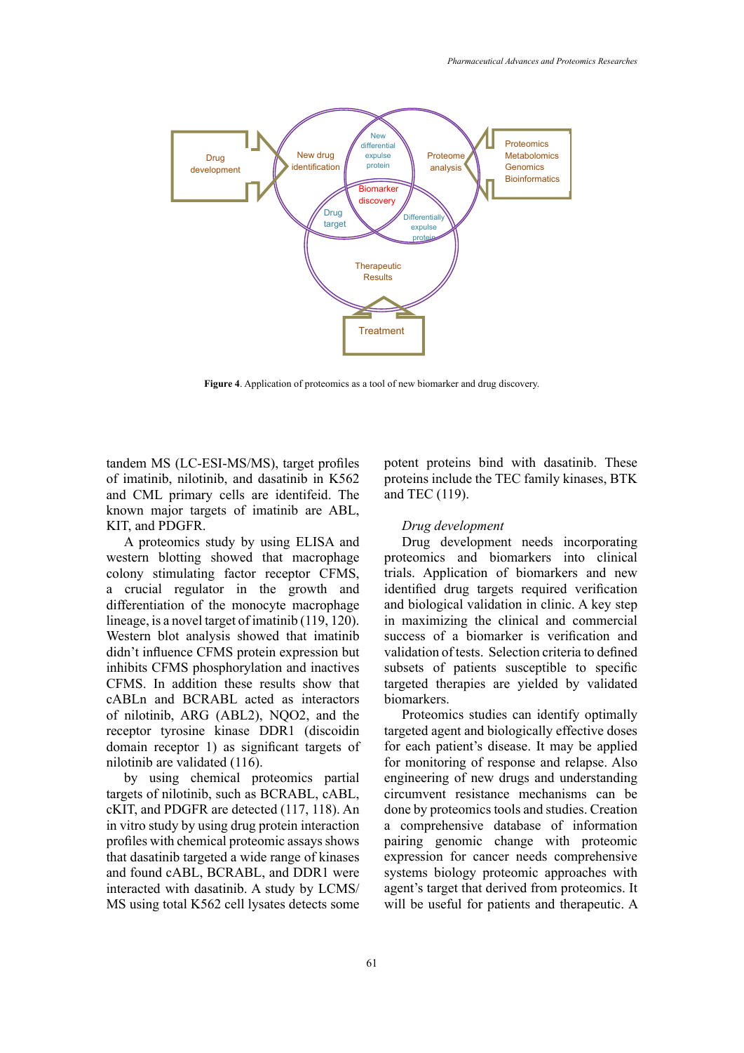**Figure 4**. Application of proteomics as a tool of new biomarker and drug discovery.

tandem MS (LC-ESI-MS/MS), target profiles of imatinib, nilotinib, and dasatinib in K562 and CML primary cells are identifeid. The known major targets of imatinib are ABL, KIT, and PDGFR.

A proteomics study by using ELISA and western blotting showed that macrophage colony stimulating factor receptor CFMS, a crucial regulator in the growth and differentiation of the monocyte macrophage lineage, is a novel target of imatinib (119, 120). Western blot analysis showed that imatinib didn't influence CFMS protein expression but inhibits CFMS phosphorylation and inactives CFMS. In addition these results show that cABLn and BCRABL acted as interactors of nilotinib, ARG (ABL2), NQO2, and the receptor tyrosine kinase DDR1 (discoidin domain receptor 1) as significant targets of nilotinib are validated (116).

by using chemical proteomics partial targets of nilotinib, such as BCRABL, cABL, cKIT, and PDGFR are detected (117, 118). An in vitro study by using drug protein interaction profiles with chemical proteomic assays shows that dasatinib targeted a wide range of kinases and found cABL, BCRABL, and DDR1 were interacted with dasatinib. A study by LCMS/MS using total K562 cell lysates detects some potent proteins bind with dasatinib. These proteins include the TEC family kinases, BTK and TEC (119).

*Drug development*

Drug development needs incorporating proteomics and biomarkers into clinical trials. Application of biomarkers and new identified drug targets required verification and biological validation in clinic. A key step in maximizing the clinical and commercial success of a biomarker is verification and validation of tests. Selection criteria to defined subsets of patients susceptible to specific targeted therapies are yielded by validated biomarkers.

Proteomics studies can identify optimally targeted agent and biologically effective doses for each patient's disease. It may be applied for monitoring of response and relapse. Also engineering of new drugs and understanding circumvent resistance mechanisms can be done by proteomics tools and studies. Creation a comprehensive database of information pairing genomic change with proteomic expression for cancer needs comprehensive systems biology proteomic approaches with agent's target that derived from proteomics. It will be useful for patients and therapeutic. A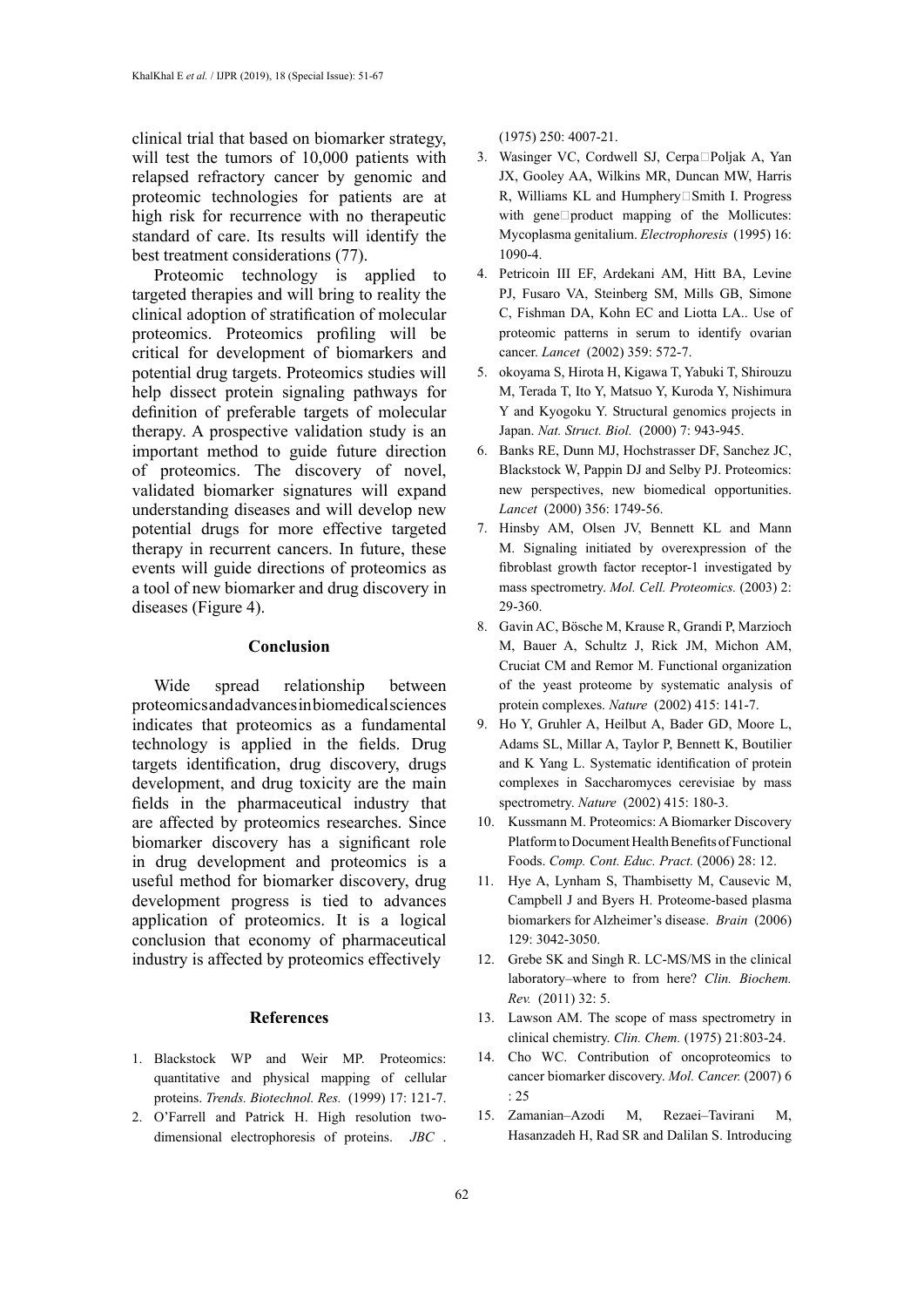clinical trial that based on biomarker strategy, will test the tumors of 10,000 patients with relapsed refractory cancer by genomic and proteomic technologies for patients are at high risk for recurrence with no therapeutic standard of care. Its results will identify the best treatment considerations (77).

Proteomic technology is applied to targeted therapies and will bring to reality the clinical adoption of stratification of molecular proteomics. Proteomics profiling will be critical for development of biomarkers and potential drug targets. Proteomics studies will help dissect protein signaling pathways for definition of preferable targets of molecular therapy. A prospective validation study is an important method to guide future direction of proteomics. The discovery of novel, validated biomarker signatures will expand understanding diseases and will develop new potential drugs for more effective targeted therapy in recurrent cancers. In future, these events will guide directions of proteomics as a tool of new biomarker and drug discovery in diseases (Figure 4).

## Conclusion

Wide spread relationship between proteomics and advances in biomedical sciences indicates that proteomics as a fundamental technology is applied in the fields. Drug targets identification, drug discovery, drugs development, and drug toxicity are the main fields in the pharmaceutical industry that are affected by proteomics researches. Since biomarker discovery has a significant role in drug development and proteomics is a useful method for biomarker discovery, drug development progress is tied to advances application of proteomics. It is a logical conclusion that economy of pharmaceutical industry is affected by proteomics effectively

## References

1. Blackstock WP and Weir MP. Proteomics: quantitative and physical mapping of cellular proteins. *Trends. Biotechnol. Res.* (1999) 17: 121-7.
2. O'Farrell and Patrick H. High resolution two-dimensional electrophoresis of proteins. *JBC*. (1975) 250: 4007-21.
3. Wasinger VC, Cordwell SJ, Cerpa□Poljak A, Yan JX, Gooley AA, Wilkins MR, Duncan MW, Harris R, Williams KL and Humphery□Smith I. Progress with gene□product mapping of the Mollicutes: Mycoplasma genitalium. *Electrophoresis* (1995) 16: 1090-4.
4. Petricoin III EF, Ardekani AM, Hitt BA, Levine PJ, Fusaro VA, Steinberg SM, Mills GB, Simone C, Fishman DA, Kohn EC and Liotta LA.. Use of proteomic patterns in serum to identify ovarian cancer. *Lancet* (2002) 359: 572-7.
5. okoyama S, Hirota H, Kigawa T, Yabuki T, Shirouzu M, Terada T, Ito Y, Matsuo Y, Kuroda Y, Nishimura Y and Kyogoku Y. Structural genomics projects in Japan. *Nat. Struct. Biol.* (2000) 7: 943-945.
6. Banks RE, Dunn MJ, Hochstrasser DF, Sanchez JC, Blackstock W, Pappin DJ and Selby PJ. Proteomics: new perspectives, new biomedical opportunities. *Lancet* (2000) 356: 1749-56.
7. Hinsby AM, Olsen JV, Bennett KL and Mann M. Signaling initiated by overexpression of the fibroblast growth factor receptor-1 investigated by mass spectrometry. *Mol. Cell. Proteomics.* (2003) 2: 29-360.
8. Gavin AC, Bösche M, Krause R, Grandi P, Marzioch M, Bauer A, Schultz J, Rick JM, Michon AM, Cruciat CM and Remor M. Functional organization of the yeast proteome by systematic analysis of protein complexes. *Nature* (2002) 415: 141-7.
9. Ho Y, Gruhler A, Heilbut A, Bader GD, Moore L, Adams SL, Millar A, Taylor P, Bennett K, Boutilier and K Yang L. Systematic identification of protein complexes in Saccharomyces cerevisiae by mass spectrometry. *Nature* (2002) 415: 180-3.
10. Kussmann M. Proteomics: A Biomarker Discovery Platform to Document Health Benefits of Functional Foods. *Comp. Cont. Educ. Pract.* (2006) 28: 12.
11. Hye A, Lynham S, Thambisetty M, Causevic M, Campbell J and Byers H. Proteome-based plasma biomarkers for Alzheimer's disease. *Brain* (2006) 129: 3042-3050.
12. Grebe SK and Singh R. LC-MS/MS in the clinical laboratory–where to from here? *Clin. Biochem. Rev.* (2011) 32: 5.
13. Lawson AM. The scope of mass spectrometry in clinical chemistry. *Clin. Chem.* (1975) 21:803-24.
14. Cho WC. Contribution of oncoproteomics to cancer biomarker discovery. *Mol. Cancer.* (2007) 6 : 25
15. Zamanian–Azodi M, Rezaei–Tavirani M, Hasanzadeh H, Rad SR and Dalilan S. Introducing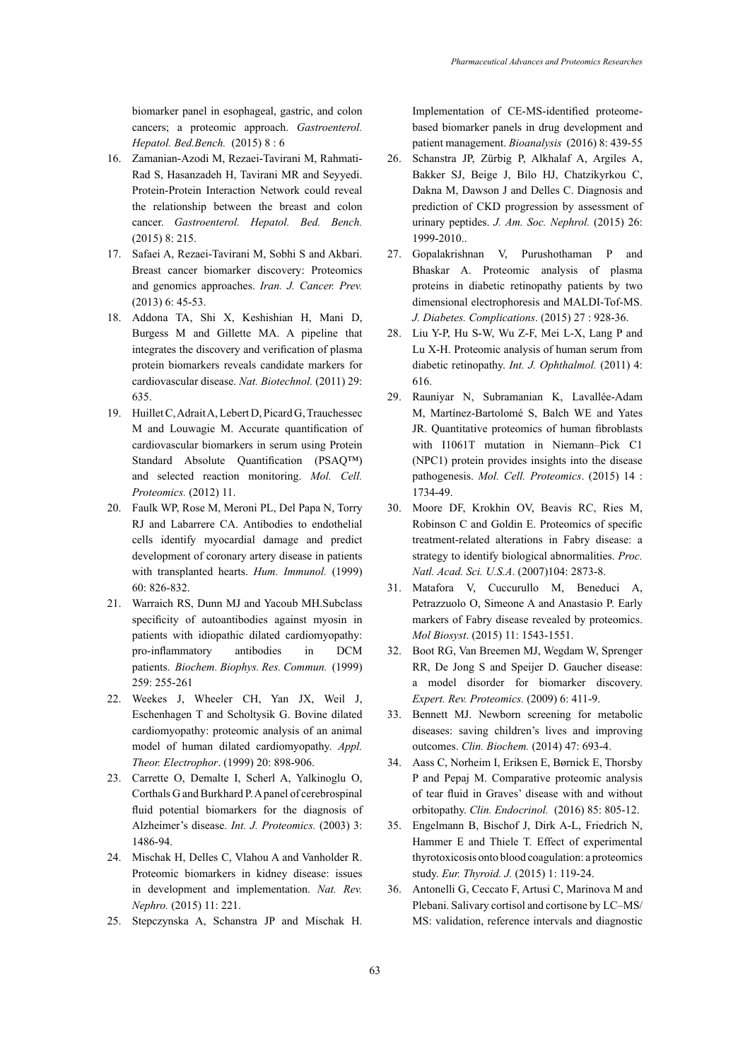biomarker panel in esophageal, gastric, and colon cancers; a proteomic approach. *Gastroenterol. Hepatol. Bed.Bench.* (2015) 8 : 6

16. Zamanian-Azodi M, Rezaei-Tavirani M, Rahmati-Rad S, Hasanzadeh H, Tavirani MR and Seyyedi. Protein-Protein Interaction Network could reveal the relationship between the breast and colon cancer. *Gastroenterol. Hepatol. Bed. Bench.* (2015) 8: 215.
17. Safaei A, Rezaei-Tavirani M, Sobhi S and Akbari. Breast cancer biomarker discovery: Proteomics and genomics approaches. *Iran. J. Cancer. Prev.* (2013) 6: 45-53.
18. Addona TA, Shi X, Keshishian H, Mani D, Burgess M and Gillette MA. A pipeline that integrates the discovery and verification of plasma protein biomarkers reveals candidate markers for cardiovascular disease. *Nat. Biotechnol.* (2011) 29: 635.
19. Huillet C, Adrait A, Lebert D, Picard G, Trauchessec M and Louwagie M. Accurate quantification of cardiovascular biomarkers in serum using Protein Standard Absolute Quantification (PSAQ™) and selected reaction monitoring. *Mol. Cell. Proteomics.* (2012) 11.
20. Faulk WP, Rose M, Meroni PL, Del Papa N, Torry RJ and Labarrere CA. Antibodies to endothelial cells identify myocardial damage and predict development of coronary artery disease in patients with transplanted hearts. *Hum. Immunol.* (1999) 60: 826-832.
21. Warraich RS, Dunn MJ and Yacoub MH.Subclass specificity of autoantibodies against myosin in patients with idiopathic dilated cardiomyopathy: pro-inflammatory antibodies in DCM patients. *Biochem. Biophys. Res. Commun.* (1999) 259: 255-261
22. Weekes J, Wheeler CH, Yan JX, Weil J, Eschenhagen T and Scholtysik G. Bovine dilated cardiomyopathy: proteomic analysis of an animal model of human dilated cardiomyopathy. *Appl. Theor. Electrophor*. (1999) 20: 898-906.
23. Carrette O, Demalte I, Scherl A, Yalkinoglu O, Corthals G and Burkhard P. A panel of cerebrospinal fluid potential biomarkers for the diagnosis of Alzheimer's disease. *Int. J. Proteomics.* (2003) 3: 1486-94.
24. Mischak H, Delles C, Vlahou A and Vanholder R. Proteomic biomarkers in kidney disease: issues in development and implementation. *Nat. Rev. Nephro.* (2015) 11: 221.
25. Stepczynska A, Schanstra JP and Mischak H. Implementation of CE-MS-identified proteome-based biomarker panels in drug development and patient management. *Bioanalysis* (2016) 8: 439-55
26. Schanstra JP, Zürbig P, Alkhalaf A, Argiles A, Bakker SJ, Beige J, Bilo HJ, Chatzikyrkou C, Dakna M, Dawson J and Delles C. Diagnosis and prediction of CKD progression by assessment of urinary peptides. *J. Am. Soc. Nephrol.* (2015) 26: 1999-2010..
27. Gopalakrishnan V, Purushothaman P and Bhaskar A. Proteomic analysis of plasma proteins in diabetic retinopathy patients by two dimensional electrophoresis and MALDI-Tof-MS. *J. Diabetes. Complications*. (2015) 27 : 928-36.
28. Liu Y-P, Hu S-W, Wu Z-F, Mei L-X, Lang P and Lu X-H. Proteomic analysis of human serum from diabetic retinopathy. *Int. J. Ophthalmol.* (2011) 4: 616.
29. Rauniyar N, Subramanian K, Lavallée-Adam M, Martínez-Bartolomé S, Balch WE and Yates JR. Quantitative proteomics of human fibroblasts with I1061T mutation in Niemann–Pick C1 (NPC1) protein provides insights into the disease pathogenesis. *Mol. Cell. Proteomics*. (2015) 14 : 1734-49.
30. Moore DF, Krokhin OV, Beavis RC, Ries M, Robinson C and Goldin E. Proteomics of specific treatment-related alterations in Fabry disease: a strategy to identify biological abnormalities. *Proc. Natl. Acad. Sci. U.S.A*. (2007)104: 2873-8.
31. Matafora V, Cuccurullo M, Beneduci A, Petrazzuolo O, Simeone A and Anastasio P. Early markers of Fabry disease revealed by proteomics. *Mol Biosyst*. (2015) 11: 1543-1551.
32. Boot RG, Van Breemen MJ, Wegdam W, Sprenger RR, De Jong S and Speijer D. Gaucher disease: a model disorder for biomarker discovery. *Expert. Rev. Proteomics.* (2009) 6: 411-9.
33. Bennett MJ. Newborn screening for metabolic diseases: saving children's lives and improving outcomes. *Clin. Biochem.* (2014) 47: 693-4.
34. Aass C, Norheim I, Eriksen E, Børnick E, Thorsby P and Pepaj M. Comparative proteomic analysis of tear fluid in Graves' disease with and without orbitopathy. *Clin. Endocrinol.* (2016) 85: 805-12.
35. Engelmann B, Bischof J, Dirk A-L, Friedrich N, Hammer E and Thiele T. Effect of experimental thyrotoxicosis onto blood coagulation: a proteomics study. *Eur. Thyroid. J.* (2015) 1: 119-24.
36. Antonelli G, Ceccato F, Artusi C, Marinova M and Plebani. Salivary cortisol and cortisone by LC–MS/MS: validation, reference intervals and diagnostic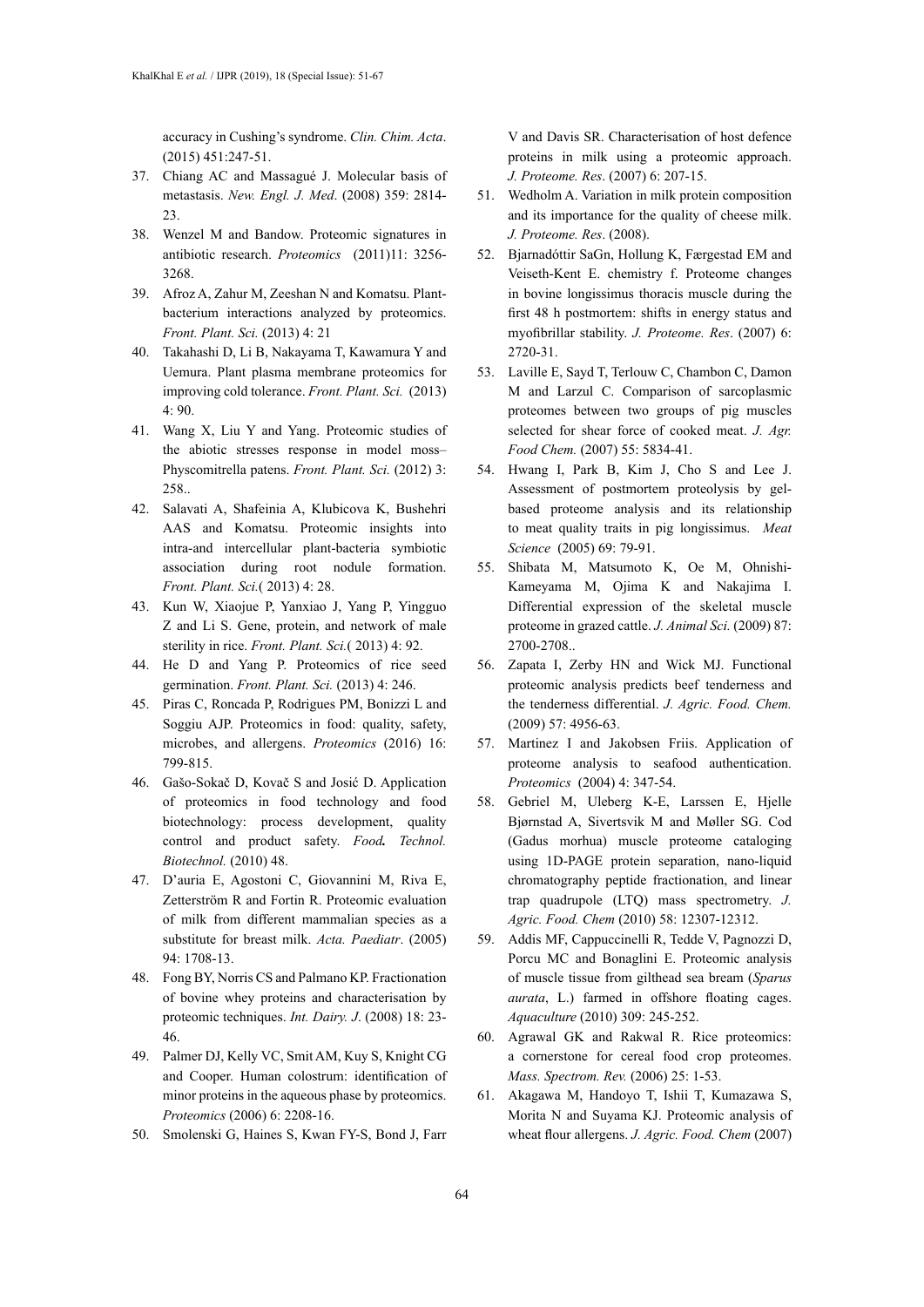accuracy in Cushing's syndrome. *Clin. Chim. Acta*. (2015) 451:247-51.

37. Chiang AC and Massagué J. Molecular basis of metastasis. *New. Engl. J. Med*. (2008) 359: 2814-23.
38. Wenzel M and Bandow. Proteomic signatures in antibiotic research. *Proteomics* (2011)11: 3256-3268.
39. Afroz A, Zahur M, Zeeshan N and Komatsu. Plant-bacterium interactions analyzed by proteomics. *Front. Plant. Sci.* (2013) 4: 21
40. Takahashi D, Li B, Nakayama T, Kawamura Y and Uemura. Plant plasma membrane proteomics for improving cold tolerance. *Front. Plant. Sci.* (2013) 4: 90.
41. Wang X, Liu Y and Yang. Proteomic studies of the abiotic stresses response in model moss–Physcomitrella patens. *Front. Plant. Sci.* (2012) 3: 258..
42. Salavati A, Shafeinia A, Klubicova K, Bushehri AAS and Komatsu. Proteomic insights into intra-and intercellular plant-bacteria symbiotic association during root nodule formation. *Front. Plant. Sci.*( 2013) 4: 28.
43. Kun W, Xiaojue P, Yanxiao J, Yang P, Yingguo Z and Li S. Gene, protein, and network of male sterility in rice. *Front. Plant. Sci.*( 2013) 4: 92.
44. He D and Yang P. Proteomics of rice seed germination. *Front. Plant. Sci.* (2013) 4: 246.
45. Piras C, Roncada P, Rodrigues PM, Bonizzi L and Soggiu AJP. Proteomics in food: quality, safety, microbes, and allergens. *Proteomics* (2016) 16: 799-815.
46. Gašo-Sokač D, Kovač S and Josić D. Application of proteomics in food technology and food biotechnology: process development, quality control and product safety. ***Food.*** *Technol. Biotechnol.* (2010) 48.
47. D'auria E, Agostoni C, Giovannini M, Riva E, Zetterström R and Fortin R. Proteomic evaluation of milk from different mammalian species as a substitute for breast milk. *Acta. Paediatr*. (2005) 94: 1708-13.
48. Fong BY, Norris CS and Palmano KP. Fractionation of bovine whey proteins and characterisation by proteomic techniques. *Int. Dairy. J*. (2008) 18: 23-46.
49. Palmer DJ, Kelly VC, Smit AM, Kuy S, Knight CG and Cooper. Human colostrum: identification of minor proteins in the aqueous phase by proteomics. *Proteomics* (2006) 6: 2208-16.
50. Smolenski G, Haines S, Kwan FY-S, Bond J, Farr V and Davis SR. Characterisation of host defence proteins in milk using a proteomic approach. *J. Proteome. Res*. (2007) 6: 207-15.
51. Wedholm A. Variation in milk protein composition and its importance for the quality of cheese milk. *J. Proteome. Res*. (2008).
52. Bjarnadóttir SaGn, Hollung K, Færgestad EM and Veiseth-Kent E. chemistry f. Proteome changes in bovine longissimus thoracis muscle during the first 48 h postmortem: shifts in energy status and myofibrillar stability. *J. Proteome. Res*. (2007) 6: 2720-31.
53. Laville E, Sayd T, Terlouw C, Chambon C, Damon M and Larzul C. Comparison of sarcoplasmic proteomes between two groups of pig muscles selected for shear force of cooked meat. *J. Agr. Food Chem.* (2007) 55: 5834-41.
54. Hwang I, Park B, Kim J, Cho S and Lee J. Assessment of postmortem proteolysis by gel-based proteome analysis and its relationship to meat quality traits in pig longissimus. *Meat Science* (2005) 69: 79-91.
55. Shibata M, Matsumoto K, Oe M, Ohnishi-Kameyama M, Ojima K and Nakajima I. Differential expression of the skeletal muscle proteome in grazed cattle. *J. Animal Sci.* (2009) 87: 2700-2708..
56. Zapata I, Zerby HN and Wick MJ. Functional proteomic analysis predicts beef tenderness and the tenderness differential. *J. Agric. Food. Chem.* (2009) 57: 4956-63.
57. Martinez I and Jakobsen Friis. Application of proteome analysis to seafood authentication. *Proteomics* (2004) 4: 347-54.
58. Gebriel M, Uleberg K-E, Larssen E, Hjelle Bjørnstad A, Sivertsvik M and Møller SG. Cod (Gadus morhua) muscle proteome cataloging using 1D-PAGE protein separation, nano-liquid chromatography peptide fractionation, and linear trap quadrupole (LTQ) mass spectrometry. *J. Agric. Food. Chem* (2010) 58: 12307-12312.
59. Addis MF, Cappuccinelli R, Tedde V, Pagnozzi D, Porcu MC and Bonaglini E. Proteomic analysis of muscle tissue from gilthead sea bream (*Sparus aurata*, L.) farmed in offshore floating cages. *Aquaculture* (2010) 309: 245-252.
60. Agrawal GK and Rakwal R. Rice proteomics: a cornerstone for cereal food crop proteomes. *Mass. Spectrom. Rev.* (2006) 25: 1-53.
61. Akagawa M, Handoyo T, Ishii T, Kumazawa S, Morita N and Suyama KJ. Proteomic analysis of wheat flour allergens. *J. Agric. Food. Chem* (2007)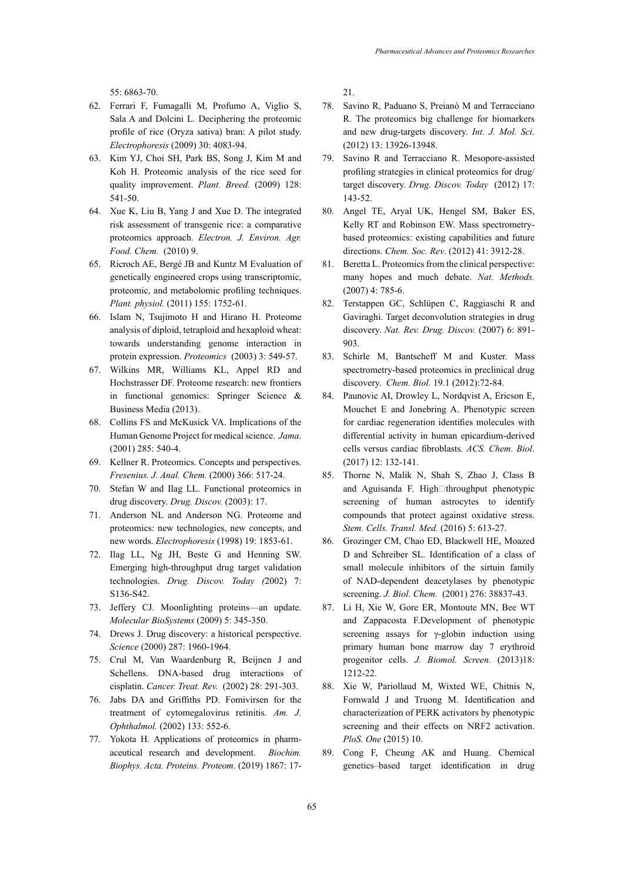55: 6863-70.

62. Ferrari F, Fumagalli M, Profumo A, Viglio S, Sala A and Dolcini L. Deciphering the proteomic profile of rice (Oryza sativa) bran: A pilot study. *Electrophoresis* (2009) 30: 4083-94.
63. Kim YJ, Choi SH, Park BS, Song J, Kim M and Koh H. Proteomic analysis of the rice seed for quality improvement. *Plant. Breed.* (2009) 128: 541-50.
64. Xue K, Liu B, Yang J and Xue D. The integrated risk assessment of transgenic rice: a comparative proteomics approach. *Electron. J. Environ. Agr. Food. Chem.* (2010) 9.
65. Ricroch AE, Bergé JB and Kuntz M Evaluation of genetically engineered crops using transcriptomic, proteomic, and metabolomic profiling techniques. *Plant. physiol.* (2011) 155: 1752-61.
66. Islam N, Tsujimoto H and Hirano H. Proteome analysis of diploid, tetraploid and hexaploid wheat: towards understanding genome interaction in protein expression. *Proteomics* (2003) 3: 549-57.
67. Wilkins MR, Williams KL, Appel RD and Hochstrasser DF. Proteome research: new frontiers in functional genomics: Springer Science & Business Media (2013).
68. Collins FS and McKusick VA. Implications of the Human Genome Project for medical science. *Jama*. (2001) 285: 540-4.
69. Kellner R. Proteomics. Concepts and perspectives. *Fresenius. J. Anal. Chem.* (2000) 366: 517-24.
70. Stefan W and Ilag LL. Functional proteomics in drug discovery. *Drug. Discov.* (2003): 17.
71. Anderson NL and Anderson NG. Proteome and proteomics: new technologies, new concepts, and new words. *Electrophoresis* (1998) 19: 1853-61.
72. Ilag LL, Ng JH, Beste G and Henning SW. Emerging high-throughput drug target validation technologies. *Drug. Discov. Today (*2002) 7: S136-S42.
73. Jeffery CJ. Moonlighting proteins—an update. *Molecular BioSystems* (2009) 5: 345-350.
74. Drews J. Drug discovery: a historical perspective. *Science* (2000) 287: 1960-1964.
75. Crul M, Van Waardenburg R, Beijnen J and Schellens. DNA-based drug interactions of cisplatin. *Cancer. Treat. Rev.* (2002) 28: 291-303.
76. Jabs DA and Griffiths PD. Fomivirsen for the treatment of cytomegalovirus retinitis. *Am. J. Ophthalmol.* (2002) 133: 552-6.
77. Yokota H. Applications of proteomics in pharmaceutical research and development. *Biochim. Biophys. Acta. Proteins. Proteom*. (2019) 1867: 17-21.
78. Savino R, Paduano S, Preianò M and Terracciano R. The proteomics big challenge for biomarkers and new drug-targets discovery. *Int. J. Mol. Sci.* (2012) 13: 13926-13948.
79. Savino R and Terracciano R. Mesopore-assisted profiling strategies in clinical proteomics for drug/target discovery. *Drug. Discov. Today* (2012) 17: 143-52.
80. Angel TE, Aryal UK, Hengel SM, Baker ES, Kelly RT and Robinson EW. Mass spectrometry-based proteomics: existing capabilities and future directions. *Chem. Soc. Rev*. (2012) 41: 3912-28.
81. Beretta L. Proteomics from the clinical perspective: many hopes and much debate. *Nat. Methods.* (2007) 4: 785-6.
82. Terstappen GC, Schlüpen C, Raggiaschi R and Gaviraghi. Target deconvolution strategies in drug discovery. *Nat. Rev. Drug. Discov.* (2007) 6: 891-903.
83. Schirle M, Bantscheff M and Kuster. Mass spectrometry-based proteomics in preclinical drug discovery. *Chem. Biol.* 19.1 (2012):72-84.
84. Paunovic AI, Drowley L, Nordqvist A, Ericson E, Mouchet E and Jonebring A. Phenotypic screen for cardiac regeneration identifies molecules with differential activity in human epicardium-derived cells versus cardiac fibroblasts. *ACS. Chem. Biol*. (2017) 12: 132-141.
85. Thorne N, Malik N, Shah S, Zhao J, Class B and Aguisanda F. High□throughput phenotypic screening of human astrocytes to identify compounds that protect against oxidative stress. *Stem. Cells. Transl. Med.* (2016) 5: 613-27.
86. Grozinger CM, Chao ED, Blackwell HE, Moazed D and Schreiber SL. Identification of a class of small molecule inhibitors of the sirtuin family of NAD-dependent deacetylases by phenotypic screening. *J. Biol. Chem.* (2001) 276: 38837-43.
87. Li H, Xie W, Gore ER, Montoute MN, Bee WT and Zappacosta F.Development of phenotypic screening assays for γ-globin induction using primary human bone marrow day 7 erythroid progenitor cells. *J. Biomol. Screen.* (2013)18: 1212-22.
88. Xie W, Pariollaud M, Wixted WE, Chitnis N, Fornwald J and Truong M. Identification and characterization of PERK activators by phenotypic screening and their effects on NRF2 activation. *PloS. One* (2015) 10.
89. Cong F, Cheung AK and Huang. Chemical genetics–based target identification in drug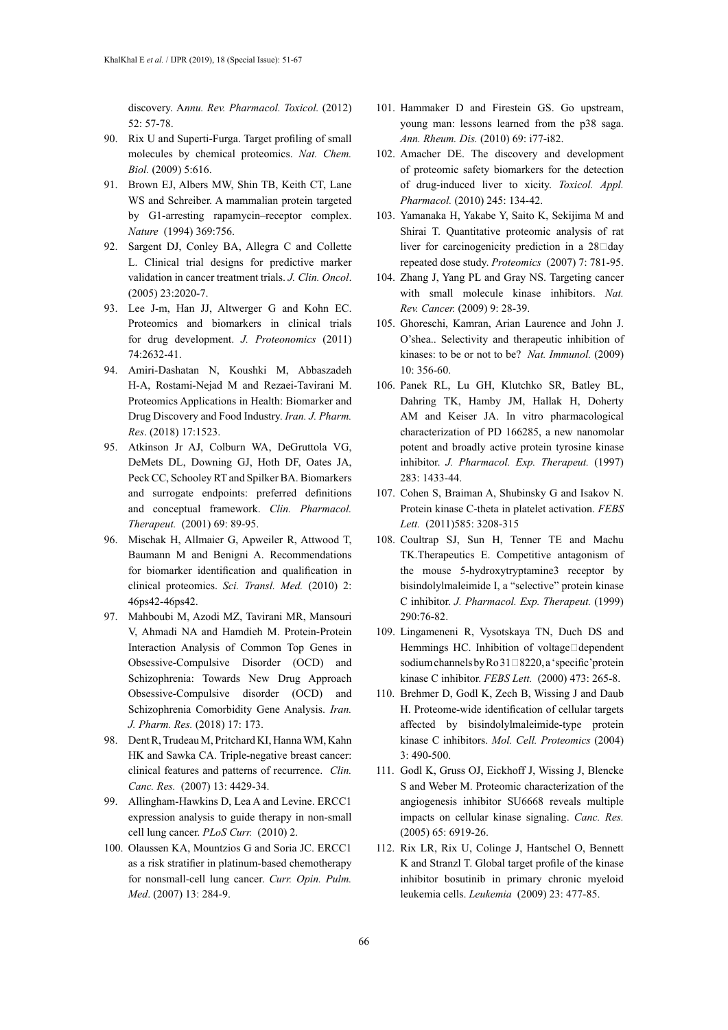discovery. A*nnu. Rev. Pharmacol. Toxicol.* (2012) 52: 57-78.

90. Rix U and Superti-Furga. Target profiling of small molecules by chemical proteomics. *Nat. Chem. Biol.* (2009) 5:616.
91. Brown EJ, Albers MW, Shin TB, Keith CT, Lane WS and Schreiber. A mammalian protein targeted by G1-arresting rapamycin–receptor complex. *Nature* (1994) 369:756.
92. Sargent DJ, Conley BA, Allegra C and Collette L. Clinical trial designs for predictive marker validation in cancer treatment trials. *J. Clin. Oncol*. (2005) 23:2020-7.
93. Lee J-m, Han JJ, Altwerger G and Kohn EC. Proteomics and biomarkers in clinical trials for drug development. *J. Proteonomics* (2011) 74:2632-41.
94. Amiri-Dashatan N, Koushki M, Abbaszadeh H-A, Rostami-Nejad M and Rezaei-Tavirani M. Proteomics Applications in Health: Biomarker and Drug Discovery and Food Industry. *Iran. J. Pharm. Res*. (2018) 17:1523.
95. Atkinson Jr AJ, Colburn WA, DeGruttola VG, DeMets DL, Downing GJ, Hoth DF, Oates JA, Peck CC, Schooley RT and Spilker BA. Biomarkers and surrogate endpoints: preferred definitions and conceptual framework. *Clin. Pharmacol. Therapeut.* (2001) 69: 89-95.
96. Mischak H, Allmaier G, Apweiler R, Attwood T, Baumann M and Benigni A. Recommendations for biomarker identification and qualification in clinical proteomics. *Sci. Transl. Med.* (2010) 2: 46ps42-46ps42.
97. Mahboubi M, Azodi MZ, Tavirani MR, Mansouri V, Ahmadi NA and Hamdieh M. Protein-Protein Interaction Analysis of Common Top Genes in Obsessive-Compulsive Disorder (OCD) and Schizophrenia: Towards New Drug Approach Obsessive-Compulsive disorder (OCD) and Schizophrenia Comorbidity Gene Analysis. *Iran. J. Pharm. Res.* (2018) 17: 173.
98. Dent R, Trudeau M, Pritchard KI, Hanna WM, Kahn HK and Sawka CA. Triple-negative breast cancer: clinical features and patterns of recurrence. *Clin. Canc. Res.* (2007) 13: 4429-34.
99. Allingham-Hawkins D, Lea A and Levine. ERCC1 expression analysis to guide therapy in non-small cell lung cancer. *PLoS Curr.* (2010) 2.
100. Olaussen KA, Mountzios G and Soria JC. ERCC1 as a risk stratifier in platinum-based chemotherapy for nonsmall-cell lung cancer. *Curr. Opin. Pulm. Med*. (2007) 13: 284-9.
101. Hammaker D and Firestein GS. Go upstream, young man: lessons learned from the p38 saga. *Ann. Rheum. Dis.* (2010) 69: i77-i82.
102. Amacher DE. The discovery and development of proteomic safety biomarkers for the detection of drug-induced liver to xicity. *Toxicol. Appl. Pharmacol.* (2010) 245: 134-42.
103. Yamanaka H, Yakabe Y, Saito K, Sekijima M and Shirai T. Quantitative proteomic analysis of rat liver for carcinogenicity prediction in a 28□day repeated dose study. *Proteomics* (2007) 7: 781-95.
104. Zhang J, Yang PL and Gray NS. Targeting cancer with small molecule kinase inhibitors. *Nat. Rev. Cancer.* (2009) 9: 28-39.
105. Ghoreschi, Kamran, Arian Laurence and John J. O'shea.. Selectivity and therapeutic inhibition of kinases: to be or not to be? *Nat. Immunol.* (2009) 10: 356-60.
106. Panek RL, Lu GH, Klutchko SR, Batley BL, Dahring TK, Hamby JM, Hallak H, Doherty AM and Keiser JA. In vitro pharmacological characterization of PD 166285, a new nanomolar potent and broadly active protein tyrosine kinase inhibitor. *J. Pharmacol. Exp. Therapeut.* (1997) 283: 1433-44.
107. Cohen S, Braiman A, Shubinsky G and Isakov N. Protein kinase C-theta in platelet activation. *FEBS Lett.* (2011)585: 3208-315
108. Coultrap SJ, Sun H, Tenner TE and Machu TK.Therapeutics E. Competitive antagonism of the mouse 5-hydroxytryptamine3 receptor by bisindolylmaleimide I, a "selective" protein kinase C inhibitor. *J. Pharmacol. Exp. Therapeut.* (1999) 290:76-82.
109. Lingameneni R, Vysotskaya TN, Duch DS and Hemmings HC. Inhibition of voltage□dependent sodium channels by Ro 31□8220, a 'specific' protein kinase C inhibitor. *FEBS Lett.* (2000) 473: 265-8.
110. Brehmer D, Godl K, Zech B, Wissing J and Daub H. Proteome-wide identification of cellular targets affected by bisindolylmaleimide-type protein kinase C inhibitors. *Mol. Cell. Proteomics* (2004) 3: 490-500.
111. Godl K, Gruss OJ, Eickhoff J, Wissing J, Blencke S and Weber M. Proteomic characterization of the angiogenesis inhibitor SU6668 reveals multiple impacts on cellular kinase signaling. *Canc. Res.* (2005) 65: 6919-26.
112. Rix LR, Rix U, Colinge J, Hantschel O, Bennett K and Stranzl T. Global target profile of the kinase inhibitor bosutinib in primary chronic myeloid leukemia cells. *Leukemia* (2009) 23: 477-85.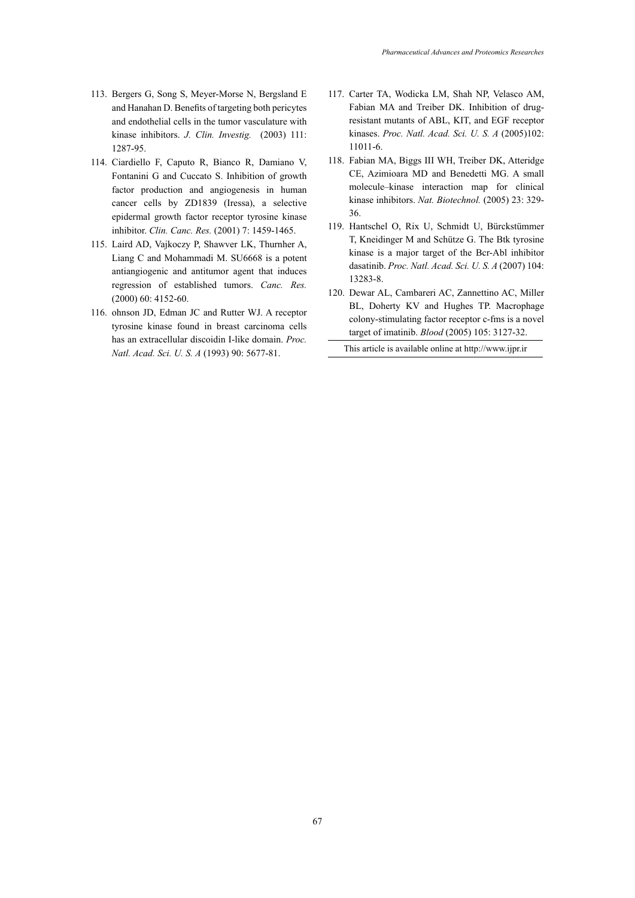113. Bergers G, Song S, Meyer-Morse N, Bergsland E and Hanahan D. Benefits of targeting both pericytes and endothelial cells in the tumor vasculature with kinase inhibitors. *J. Clin. Investig.* (2003) 111: 1287-95.

114. Ciardiello F, Caputo R, Bianco R, Damiano V, Fontanini G and Cuccato S. Inhibition of growth factor production and angiogenesis in human cancer cells by ZD1839 (Iressa), a selective epidermal growth factor receptor tyrosine kinase inhibitor. *Clin. Canc. Res.* (2001) 7: 1459-1465.

115. Laird AD, Vajkoczy P, Shawver LK, Thurnher A, Liang C and Mohammadi M. SU6668 is a potent antiangiogenic and antitumor agent that induces regression of established tumors. *Canc. Res.* (2000) 60: 4152-60.

116. ohnson JD, Edman JC and Rutter WJ. A receptor tyrosine kinase found in breast carcinoma cells has an extracellular discoidin I-like domain. *Proc. Natl. Acad. Sci. U. S. A* (1993) 90: 5677-81.

117. Carter TA, Wodicka LM, Shah NP, Velasco AM, Fabian MA and Treiber DK. Inhibition of drug-resistant mutants of ABL, KIT, and EGF receptor kinases. *Proc. Natl. Acad. Sci. U. S. A* (2005)102: 11011-6.

118. Fabian MA, Biggs III WH, Treiber DK, Atteridge CE, Azimioara MD and Benedetti MG. A small molecule–kinase interaction map for clinical kinase inhibitors. *Nat. Biotechnol.* (2005) 23: 329-36.

119. Hantschel O, Rix U, Schmidt U, Bürckstümmer T, Kneidinger M and Schütze G. The Btk tyrosine kinase is a major target of the Bcr-Abl inhibitor dasatinib. *Proc. Natl. Acad. Sci. U. S. A* (2007) 104: 13283-8.

120. Dewar AL, Cambareri AC, Zannettino AC, Miller BL, Doherty KV and Hughes TP. Macrophage colony-stimulating factor receptor c-fms is a novel target of imatinib. *Blood* (2005) 105: 3127-32.

This article is available online at http://www.ijpr.ir